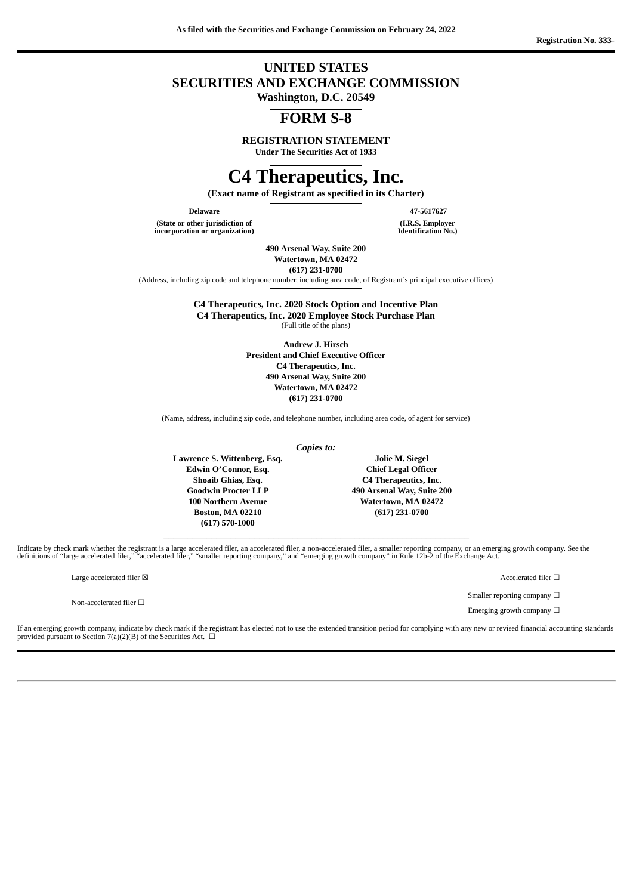**As filed with the Securities and Exchange Commission on February 24, 2022**

**Registration No. 333-**

# UNITED STATES
# SECURITIES AND EXCHANGE COMMISSION
**Washington, D.C. 20549**

## FORM S-8

**REGISTRATION STATEMENT**
**Under The Securities Act of 1933**

# C4 Therapeutics, Inc.

**(Exact name of Registrant as specified in its Charter)**

| **Delaware** | **47-5617627** |
|---|---|
| **(State or other jurisdiction of incorporation or organization)** | **(I.R.S. Employer Identification No.)** |

**490 Arsenal Way, Suite 200**
**Watertown, MA 02472**
**(617) 231-0700**
(Address, including zip code and telephone number, including area code, of Registrant's principal executive offices)

**C4 Therapeutics, Inc. 2020 Stock Option and Incentive Plan**
**C4 Therapeutics, Inc. 2020 Employee Stock Purchase Plan**
(Full title of the plans)

**Andrew J. Hirsch**
**President and Chief Executive Officer**
**C4 Therapeutics, Inc.**
**490 Arsenal Way, Suite 200**
**Watertown, MA 02472**
**(617) 231-0700**

(Name, address, including zip code, and telephone number, including area code, of agent for service)

***Copies to:***

| **Lawrence S. Wittenberg, Esq.**<br>**Edwin O'Connor, Esq.**<br>**Shoaib Ghias, Esq.**<br>**Goodwin Procter LLP**<br>**100 Northern Avenue**<br>**Boston, MA 02210**<br>**(617) 570-1000** | **Jolie M. Siegel**<br>**Chief Legal Officer**<br>**C4 Therapeutics, Inc.**<br>**490 Arsenal Way, Suite 200**<br>**Watertown, MA 02472**<br>**(617) 231-0700** |
|---|---|

Indicate by check mark whether the registrant is a large accelerated filer, an accelerated filer, a non-accelerated filer, a smaller reporting company, or an emerging growth company. See the definitions of "large accelerated filer," "accelerated filer," "smaller reporting company," and "emerging growth company" in Rule 12b-2 of the Exchange Act.

| | |
|---|---|
| Large accelerated filer ☒ | Accelerated filer ☐ |
| Non-accelerated filer ☐ | Smaller reporting company ☐ |
| | Emerging growth company ☐ |

If an emerging growth company, indicate by check mark if the registrant has elected not to use the extended transition period for complying with any new or revised financial accounting standards provided pursuant to Section 7(a)(2)(B) of the Securities Act. ☐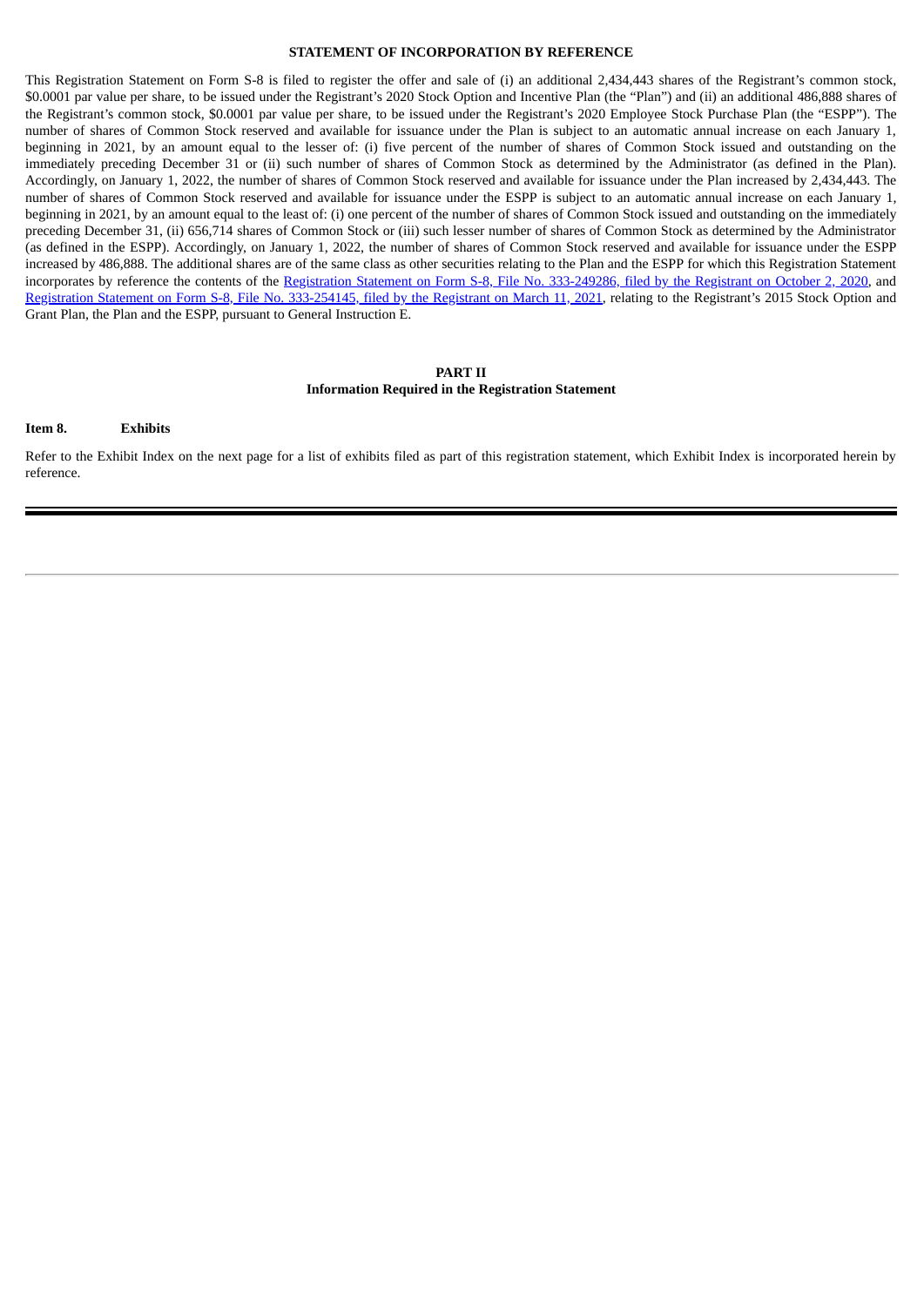## STATEMENT OF INCORPORATION BY REFERENCE

This Registration Statement on Form S-8 is filed to register the offer and sale of (i) an additional 2,434,443 shares of the Registrant's common stock, $0.0001 par value per share, to be issued under the Registrant's 2020 Stock Option and Incentive Plan (the "Plan") and (ii) an additional 486,888 shares of the Registrant's common stock, $0.0001 par value per share, to be issued under the Registrant's 2020 Employee Stock Purchase Plan (the "ESPP"). The number of shares of Common Stock reserved and available for issuance under the Plan is subject to an automatic annual increase on each January 1, beginning in 2021, by an amount equal to the lesser of: (i) five percent of the number of shares of Common Stock issued and outstanding on the immediately preceding December 31 or (ii) such number of shares of Common Stock as determined by the Administrator (as defined in the Plan). Accordingly, on January 1, 2022, the number of shares of Common Stock reserved and available for issuance under the Plan increased by 2,434,443. The number of shares of Common Stock reserved and available for issuance under the ESPP is subject to an automatic annual increase on each January 1, beginning in 2021, by an amount equal to the least of: (i) one percent of the number of shares of Common Stock issued and outstanding on the immediately preceding December 31, (ii) 656,714 shares of Common Stock or (iii) such lesser number of shares of Common Stock as determined by the Administrator (as defined in the ESPP). Accordingly, on January 1, 2022, the number of shares of Common Stock reserved and available for issuance under the ESPP increased by 486,888. The additional shares are of the same class as other securities relating to the Plan and the ESPP for which this Registration Statement incorporates by reference the contents of the Registration Statement on Form S-8, File No. 333-249286, filed by the Registrant on October 2, 2020, and Registration Statement on Form S-8, File No. 333-254145, filed by the Registrant on March 11, 2021, relating to the Registrant's 2015 Stock Option and Grant Plan, the Plan and the ESPP, pursuant to General Instruction E.

## PART II
### Information Required in the Registration Statement

**Item 8. Exhibits**

Refer to the Exhibit Index on the next page for a list of exhibits filed as part of this registration statement, which Exhibit Index is incorporated herein by reference.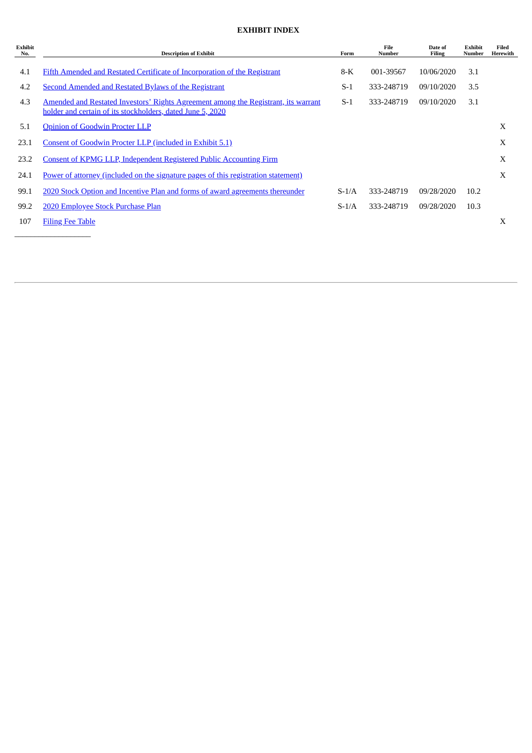## EXHIBIT INDEX

| Exhibit No. | Description of Exhibit | Form | File Number | Date of Filing | Exhibit Number | Filed Herewith |
|---|---|---|---|---|---|---|
| 4.1 | Fifth Amended and Restated Certificate of Incorporation of the Registrant | 8-K | 001-39567 | 10/06/2020 | 3.1 | |
| 4.2 | Second Amended and Restated Bylaws of the Registrant | S-1 | 333-248719 | 09/10/2020 | 3.5 | |
| 4.3 | Amended and Restated Investors' Rights Agreement among the Registrant, its warrant holder and certain of its stockholders, dated June 5, 2020 | S-1 | 333-248719 | 09/10/2020 | 3.1 | |
| 5.1 | Opinion of Goodwin Procter LLP | | | | | X |
| 23.1 | Consent of Goodwin Procter LLP (included in Exhibit 5.1) | | | | | X |
| 23.2 | Consent of KPMG LLP, Independent Registered Public Accounting Firm | | | | | X |
| 24.1 | Power of attorney (included on the signature pages of this registration statement) | | | | | X |
| 99.1 | 2020 Stock Option and Incentive Plan and forms of award agreements thereunder | S-1/A | 333-248719 | 09/28/2020 | 10.2 | |
| 99.2 | 2020 Employee Stock Purchase Plan | S-1/A | 333-248719 | 09/28/2020 | 10.3 | |
| 107 | Filing Fee Table | | | | | X |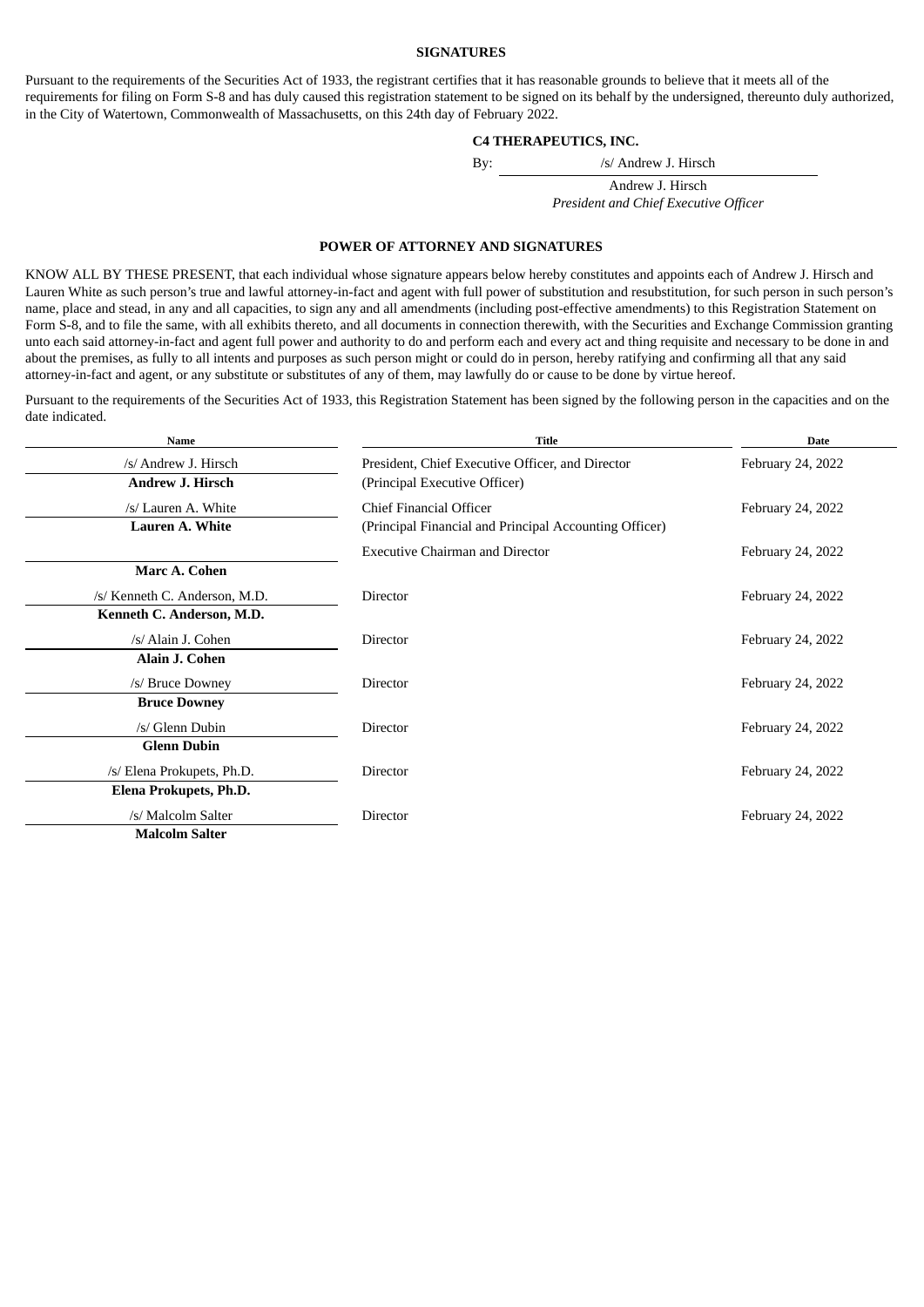## SIGNATURES

Pursuant to the requirements of the Securities Act of 1933, the registrant certifies that it has reasonable grounds to believe that it meets all of the requirements for filing on Form S-8 and has duly caused this registration statement to be signed on its behalf by the undersigned, thereunto duly authorized, in the City of Watertown, Commonwealth of Massachusetts, on this 24th day of February 2022.

**C4 THERAPEUTICS, INC.**

By: /s/ Andrew J. Hirsch

Andrew J. Hirsch
*President and Chief Executive Officer*

## POWER OF ATTORNEY AND SIGNATURES

KNOW ALL BY THESE PRESENT, that each individual whose signature appears below hereby constitutes and appoints each of Andrew J. Hirsch and Lauren White as such person's true and lawful attorney-in-fact and agent with full power of substitution and resubstitution, for such person in such person's name, place and stead, in any and all capacities, to sign any and all amendments (including post-effective amendments) to this Registration Statement on Form S-8, and to file the same, with all exhibits thereto, and all documents in connection therewith, with the Securities and Exchange Commission granting unto each said attorney-in-fact and agent full power and authority to do and perform each and every act and thing requisite and necessary to be done in and about the premises, as fully to all intents and purposes as such person might or could do in person, hereby ratifying and confirming all that any said attorney-in-fact and agent, or any substitute or substitutes of any of them, may lawfully do or cause to be done by virtue hereof.

Pursuant to the requirements of the Securities Act of 1933, this Registration Statement has been signed by the following person in the capacities and on the date indicated.

| Name | Title | Date |
|---|---|---|
| /s/ Andrew J. Hirsch<br>**Andrew J. Hirsch** | President, Chief Executive Officer, and Director<br>(Principal Executive Officer) | February 24, 2022 |
| /s/ Lauren A. White<br>**Lauren A. White** | Chief Financial Officer<br>(Principal Financial and Principal Accounting Officer) | February 24, 2022 |
| **Marc A. Cohen** | Executive Chairman and Director | February 24, 2022 |
| /s/ Kenneth C. Anderson, M.D.<br>**Kenneth C. Anderson, M.D.** | Director | February 24, 2022 |
| /s/ Alain J. Cohen<br>**Alain J. Cohen** | Director | February 24, 2022 |
| /s/ Bruce Downey<br>**Bruce Downey** | Director | February 24, 2022 |
| /s/ Glenn Dubin<br>**Glenn Dubin** | Director | February 24, 2022 |
| /s/ Elena Prokupets, Ph.D.<br>**Elena Prokupets, Ph.D.** | Director | February 24, 2022 |
| /s/ Malcolm Salter<br>**Malcolm Salter** | Director | February 24, 2022 |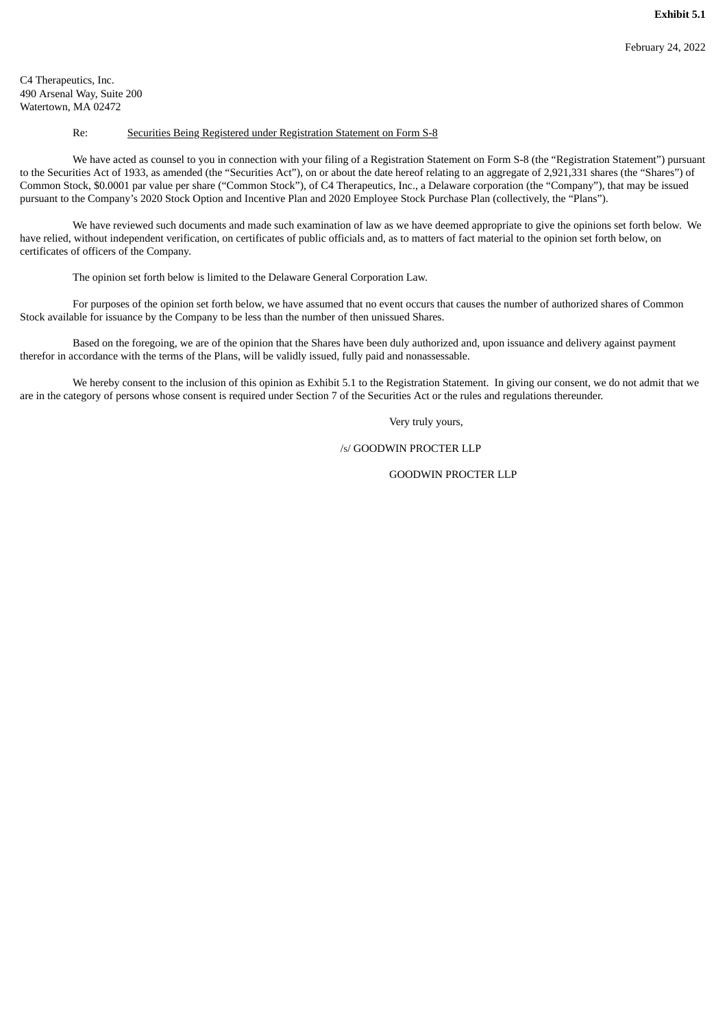**Exhibit 5.1**

February 24, 2022

C4 Therapeutics, Inc.
490 Arsenal Way, Suite 200
Watertown, MA 02472

Re: Securities Being Registered under Registration Statement on Form S-8

We have acted as counsel to you in connection with your filing of a Registration Statement on Form S-8 (the "Registration Statement") pursuant to the Securities Act of 1933, as amended (the "Securities Act"), on or about the date hereof relating to an aggregate of 2,921,331 shares (the "Shares") of Common Stock, $0.0001 par value per share ("Common Stock"), of C4 Therapeutics, Inc., a Delaware corporation (the "Company"), that may be issued pursuant to the Company's 2020 Stock Option and Incentive Plan and 2020 Employee Stock Purchase Plan (collectively, the "Plans").

We have reviewed such documents and made such examination of law as we have deemed appropriate to give the opinions set forth below. We have relied, without independent verification, on certificates of public officials and, as to matters of fact material to the opinion set forth below, on certificates of officers of the Company.

The opinion set forth below is limited to the Delaware General Corporation Law.

For purposes of the opinion set forth below, we have assumed that no event occurs that causes the number of authorized shares of Common Stock available for issuance by the Company to be less than the number of then unissued Shares.

Based on the foregoing, we are of the opinion that the Shares have been duly authorized and, upon issuance and delivery against payment therefor in accordance with the terms of the Plans, will be validly issued, fully paid and nonassessable.

We hereby consent to the inclusion of this opinion as Exhibit 5.1 to the Registration Statement. In giving our consent, we do not admit that we are in the category of persons whose consent is required under Section 7 of the Securities Act or the rules and regulations thereunder.

Very truly yours,

/s/ GOODWIN PROCTER LLP

GOODWIN PROCTER LLP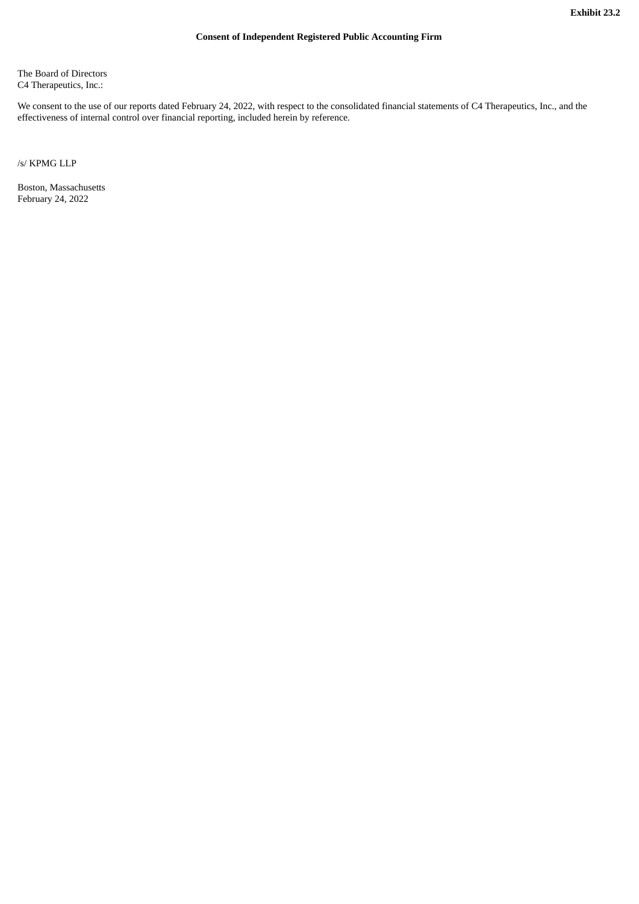**Exhibit 23.2**

**Consent of Independent Registered Public Accounting Firm**

The Board of Directors
C4 Therapeutics, Inc.:

We consent to the use of our reports dated February 24, 2022, with respect to the consolidated financial statements of C4 Therapeutics, Inc., and the effectiveness of internal control over financial reporting, included herein by reference.

/s/ KPMG LLP

Boston, Massachusetts
February 24, 2022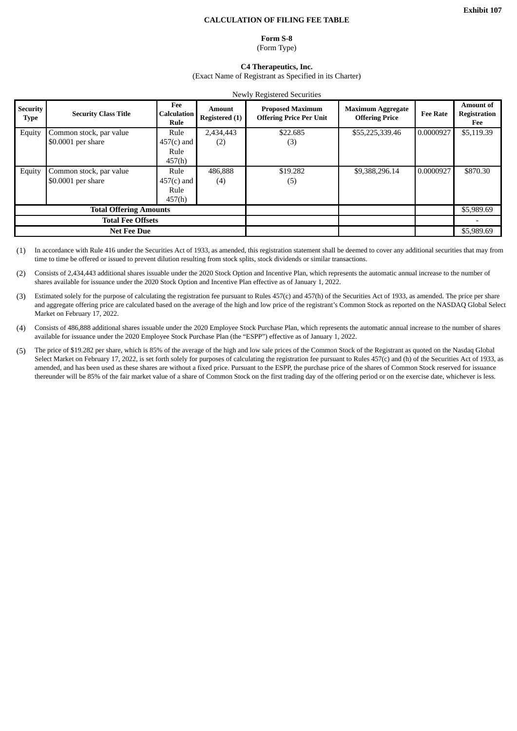**Exhibit 107**

**CALCULATION OF FILING FEE TABLE**

**Form S-8**
(Form Type)

**C4 Therapeutics, Inc.**
(Exact Name of Registrant as Specified in its Charter)

Newly Registered Securities

| Security Type | Security Class Title | Fee Calculation Rule | Amount Registered (1) | Proposed Maximum Offering Price Per Unit | Maximum Aggregate Offering Price | Fee Rate | Amount of Registration Fee |
|---|---|---|---|---|---|---|---|
| Equity | Common stock, par value $0.0001 per share | Rule 457(c) and Rule 457(h) | 2,434,443 (2) | $22.685 (3) | $55,225,339.46 | 0.0000927 | $5,119.39 |
| Equity | Common stock, par value $0.0001 per share | Rule 457(c) and Rule 457(h) | 486,888 (4) | $19.282 (5) | $9,388,296.14 | 0.0000927 | $870.30 |
| **Total Offering Amounts** | | | | | | | $5,989.69 |
| **Total Fee Offsets** | | | | | | | - |
| **Net Fee Due** | | | | | | | $5,989.69 |

(1) In accordance with Rule 416 under the Securities Act of 1933, as amended, this registration statement shall be deemed to cover any additional securities that may from time to time be offered or issued to prevent dilution resulting from stock splits, stock dividends or similar transactions.

(2) Consists of 2,434,443 additional shares issuable under the 2020 Stock Option and Incentive Plan, which represents the automatic annual increase to the number of shares available for issuance under the 2020 Stock Option and Incentive Plan effective as of January 1, 2022.

(3) Estimated solely for the purpose of calculating the registration fee pursuant to Rules 457(c) and 457(h) of the Securities Act of 1933, as amended. The price per share and aggregate offering price are calculated based on the average of the high and low price of the registrant's Common Stock as reported on the NASDAQ Global Select Market on February 17, 2022.

(4) Consists of 486,888 additional shares issuable under the 2020 Employee Stock Purchase Plan, which represents the automatic annual increase to the number of shares available for issuance under the 2020 Employee Stock Purchase Plan (the "ESPP") effective as of January 1, 2022.

(5) The price of $19.282 per share, which is 85% of the average of the high and low sale prices of the Common Stock of the Registrant as quoted on the Nasdaq Global Select Market on February 17, 2022, is set forth solely for purposes of calculating the registration fee pursuant to Rules 457(c) and (h) of the Securities Act of 1933, as amended, and has been used as these shares are without a fixed price. Pursuant to the ESPP, the purchase price of the shares of Common Stock reserved for issuance thereunder will be 85% of the fair market value of a share of Common Stock on the first trading day of the offering period or on the exercise date, whichever is less.